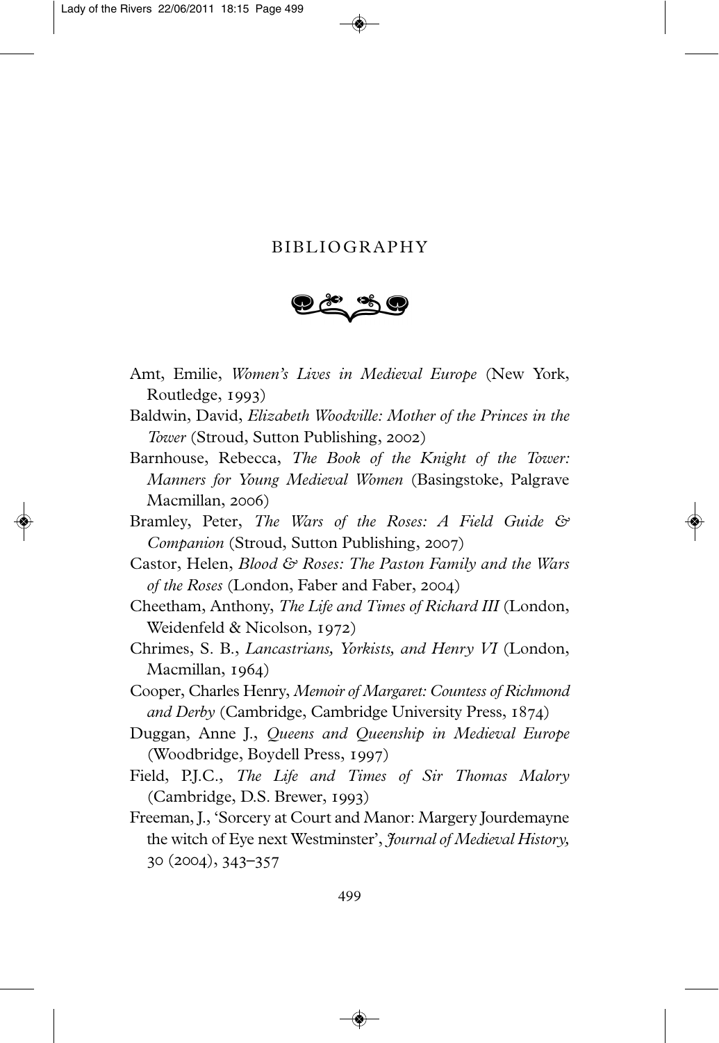# BIBLIOGRAPHY

Amt, Emilie, *Women's Lives in Medieval Europe* (New York, Routledge, 1993)

Baldwin, David, *Elizabeth Woodville: Mother of the Princes in the Tower* (Stroud, Sutton Publishing, 2002)

Barnhouse, Rebecca, *The Book of the Knight of the Tower: Manners for Young Medieval Women* (Basingstoke, Palgrave Macmillan, 2006)

Bramley, Peter, *The Wars of the Roses: A Field Guide & Companion* (Stroud, Sutton Publishing, 2007)

Castor, Helen, *Blood & Roses: The Paston Family and the Wars of the Roses* (London, Faber and Faber, 2004)

Cheetham, Anthony, *The Life and Times of Richard III* (London, Weidenfeld & Nicolson, 1972)

Chrimes, S. B., *Lancastrians, Yorkists, and Henry VI* (London, Macmillan, 1964)

Cooper, Charles Henry, *Memoir of Margaret: Countess of Richmond and Derby* (Cambridge, Cambridge University Press, 1874)

Duggan, Anne J., *Queens and Queenship in Medieval Europe* (Woodbridge, Boydell Press, 1997)

Field, P.J.C., *The Life and Times of Sir Thomas Malory* (Cambridge, D.S. Brewer, 1993)

Freeman, J., 'Sorcery at Court and Manor: Margery Jourdemayne the witch of Eye next Westminster', *Journal of Medieval History,* 30 (2004), 343–357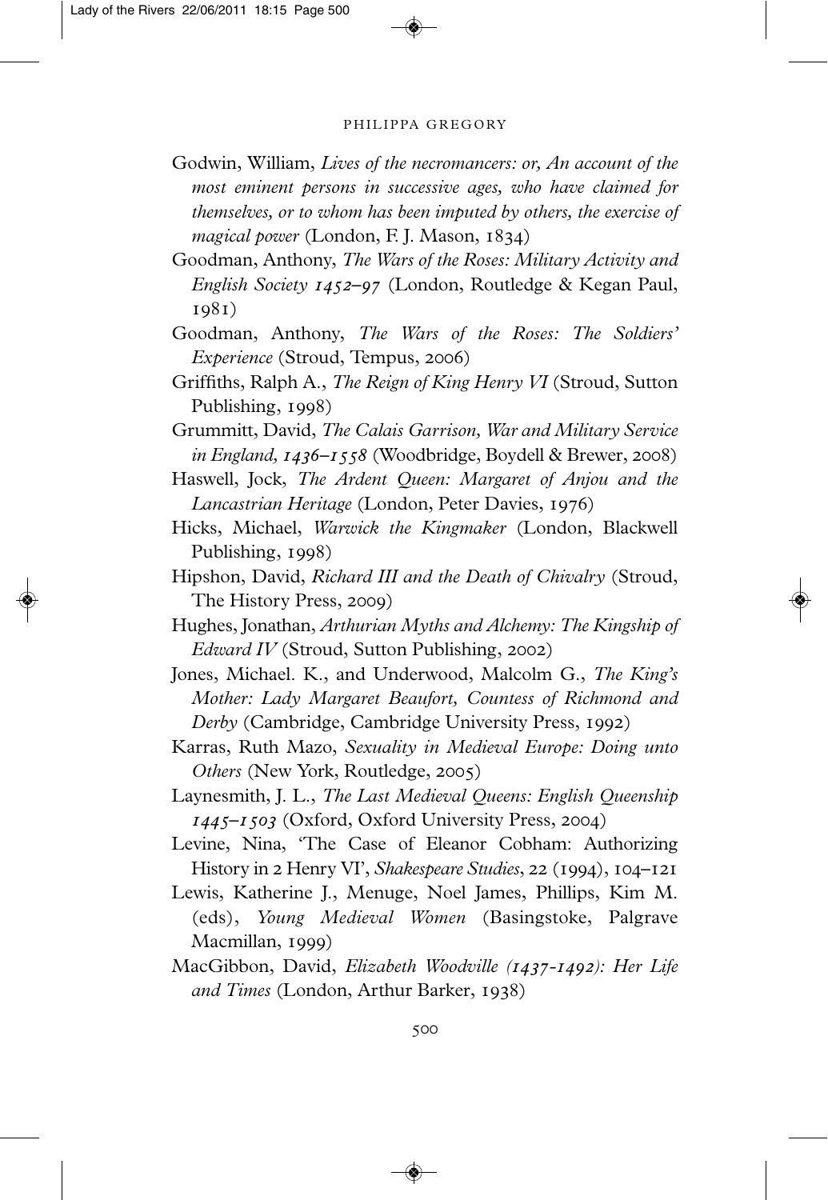Godwin, William, *Lives of the necromancers: or, An account of the most eminent persons in successive ages, who have claimed for themselves, or to whom has been imputed by others, the exercise of magical power* (London, F. J. Mason, 1834)

Goodman, Anthony, *The Wars of the Roses: Military Activity and English Society 1452–97* (London, Routledge & Kegan Paul, 1981)

Goodman, Anthony, *The Wars of the Roses: The Soldiers' Experience* (Stroud, Tempus, 2006)

Griffiths, Ralph A., *The Reign of King Henry VI* (Stroud, Sutton Publishing, 1998)

Grummitt, David, *The Calais Garrison, War and Military Service in England, 1436–1558* (Woodbridge, Boydell & Brewer, 2008)

Haswell, Jock, *The Ardent Queen: Margaret of Anjou and the Lancastrian Heritage* (London, Peter Davies, 1976)

Hicks, Michael, *Warwick the Kingmaker* (London, Blackwell Publishing, 1998)

Hipshon, David, *Richard III and the Death of Chivalry* (Stroud, The History Press, 2009)

Hughes, Jonathan, *Arthurian Myths and Alchemy: The Kingship of Edward IV* (Stroud, Sutton Publishing, 2002)

Jones, Michael. K., and Underwood, Malcolm G., *The King's Mother: Lady Margaret Beaufort, Countess of Richmond and Derby* (Cambridge, Cambridge University Press, 1992)

Karras, Ruth Mazo, *Sexuality in Medieval Europe: Doing unto Others* (New York, Routledge, 2005)

Laynesmith, J. L., *The Last Medieval Queens: English Queenship 1445–1503* (Oxford, Oxford University Press, 2004)

Levine, Nina, 'The Case of Eleanor Cobham: Authorizing History in 2 Henry VI', *Shakespeare Studies*, 22 (1994), 104–121

Lewis, Katherine J., Menuge, Noel James, Phillips, Kim M. (eds), *Young Medieval Women* (Basingstoke, Palgrave Macmillan, 1999)

MacGibbon, David, *Elizabeth Woodville (1437-1492): Her Life and Times* (London, Arthur Barker, 1938)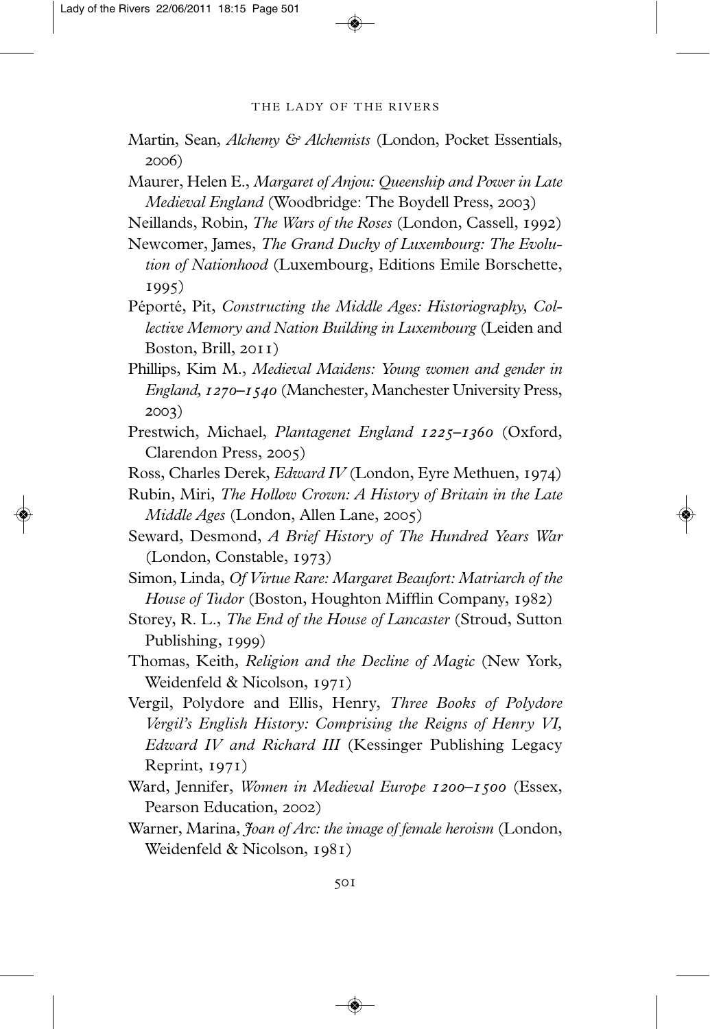Martin, Sean, *Alchemy & Alchemists* (London, Pocket Essentials, 2006)

Maurer, Helen E., *Margaret of Anjou: Queenship and Power in Late Medieval England* (Woodbridge: The Boydell Press, 2003)

Neillands, Robin, *The Wars of the Roses* (London, Cassell, 1992)

Newcomer, James, *The Grand Duchy of Luxembourg: The Evolution of Nationhood* (Luxembourg, Editions Emile Borschette, 1995)

Péporté, Pit, *Constructing the Middle Ages: Historiography, Collective Memory and Nation Building in Luxembourg* (Leiden and Boston, Brill, 2011)

Phillips, Kim M., *Medieval Maidens: Young women and gender in England, 1270–1540* (Manchester, Manchester University Press, 2003)

Prestwich, Michael, *Plantagenet England 1225–1360* (Oxford, Clarendon Press, 2005)

Ross, Charles Derek, *Edward IV* (London, Eyre Methuen, 1974)

Rubin, Miri, *The Hollow Crown: A History of Britain in the Late Middle Ages* (London, Allen Lane, 2005)

Seward, Desmond, *A Brief History of The Hundred Years War* (London, Constable, 1973)

Simon, Linda, *Of Virtue Rare: Margaret Beaufort: Matriarch of the House of Tudor* (Boston, Houghton Mifflin Company, 1982)

Storey, R. L., *The End of the House of Lancaster* (Stroud, Sutton Publishing, 1999)

Thomas, Keith, *Religion and the Decline of Magic* (New York, Weidenfeld & Nicolson, 1971)

Vergil, Polydore and Ellis, Henry, *Three Books of Polydore Vergil's English History: Comprising the Reigns of Henry VI, Edward IV and Richard III* (Kessinger Publishing Legacy Reprint, 1971)

Ward, Jennifer, *Women in Medieval Europe 1200–1500* (Essex, Pearson Education, 2002)

Warner, Marina, *Joan of Arc: the image of female heroism* (London, Weidenfeld & Nicolson, 1981)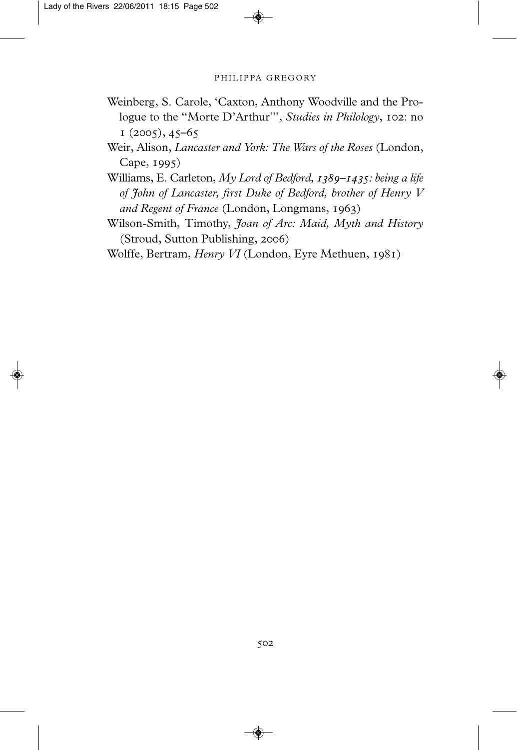Weinberg, S. Carole, 'Caxton, Anthony Woodville and the Prologue to the "Morte D'Arthur"', *Studies in Philology*, 102: no 1 (2005), 45–65

Weir, Alison, *Lancaster and York: The Wars of the Roses* (London, Cape, 1995)

Williams, E. Carleton, *My Lord of Bedford, 1389–1435: being a life of John of Lancaster, first Duke of Bedford, brother of Henry V and Regent of France* (London, Longmans, 1963)

Wilson-Smith, Timothy, *Joan of Arc: Maid, Myth and History* (Stroud, Sutton Publishing, 2006)

Wolffe, Bertram, *Henry VI* (London, Eyre Methuen, 1981)